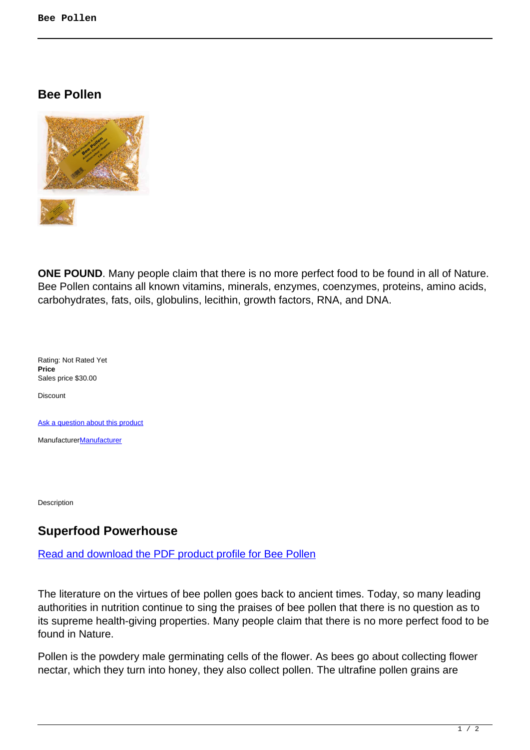## Bee Pollen

**ONE POUND**. Many people claim that there is no more perfect food to be found in all of Nature. Bee Pollen contains all known vitamins, minerals, enzymes, coenzymes, proteins, amino acids, carbohydrates, fats, oils, globulins, lecithin, growth factors, RNA, and DNA.

Rating: Not Rated Yet
**Price**
Sales price $30.00

Discount

[Ask a question about this product]()

Manufacturer[Manufacturer]()

Description

## Superfood Powerhouse

[Read and download the PDF product profile for Bee Pollen]()

The literature on the virtues of bee pollen goes back to ancient times. Today, so many leading authorities in nutrition continue to sing the praises of bee pollen that there is no question as to its supreme health-giving properties. Many people claim that there is no more perfect food to be found in Nature.

Pollen is the powdery male germinating cells of the flower. As bees go about collecting flower nectar, which they turn into honey, they also collect pollen. The ultrafine pollen grains are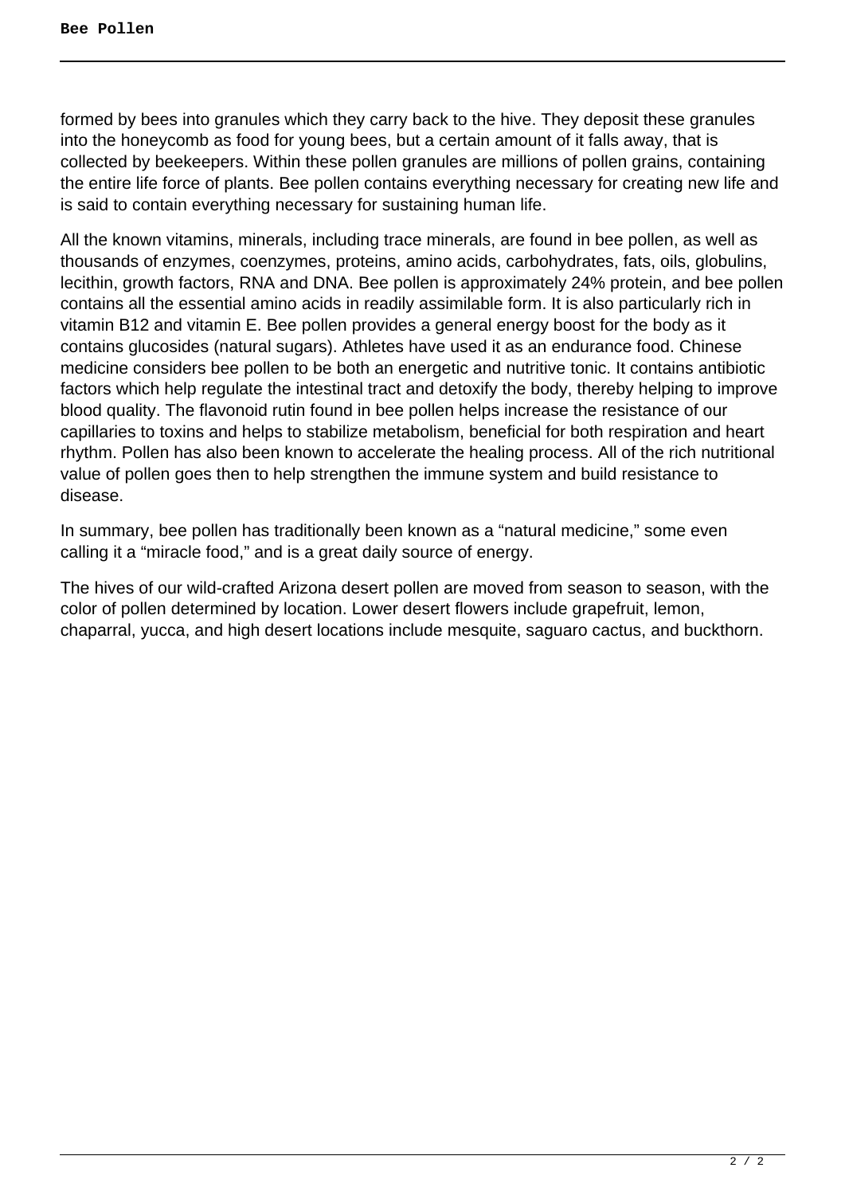formed by bees into granules which they carry back to the hive. They deposit these granules into the honeycomb as food for young bees, but a certain amount of it falls away, that is collected by beekeepers. Within these pollen granules are millions of pollen grains, containing the entire life force of plants. Bee pollen contains everything necessary for creating new life and is said to contain everything necessary for sustaining human life.

All the known vitamins, minerals, including trace minerals, are found in bee pollen, as well as thousands of enzymes, coenzymes, proteins, amino acids, carbohydrates, fats, oils, globulins, lecithin, growth factors, RNA and DNA. Bee pollen is approximately 24% protein, and bee pollen contains all the essential amino acids in readily assimilable form. It is also particularly rich in vitamin B12 and vitamin E. Bee pollen provides a general energy boost for the body as it contains glucosides (natural sugars). Athletes have used it as an endurance food. Chinese medicine considers bee pollen to be both an energetic and nutritive tonic. It contains antibiotic factors which help regulate the intestinal tract and detoxify the body, thereby helping to improve blood quality. The flavonoid rutin found in bee pollen helps increase the resistance of our capillaries to toxins and helps to stabilize metabolism, beneficial for both respiration and heart rhythm. Pollen has also been known to accelerate the healing process. All of the rich nutritional value of pollen goes then to help strengthen the immune system and build resistance to disease.

In summary, bee pollen has traditionally been known as a “natural medicine,” some even calling it a “miracle food,” and is a great daily source of energy.

The hives of our wild-crafted Arizona desert pollen are moved from season to season, with the color of pollen determined by location. Lower desert flowers include grapefruit, lemon, chaparral, yucca, and high desert locations include mesquite, saguaro cactus, and buckthorn.